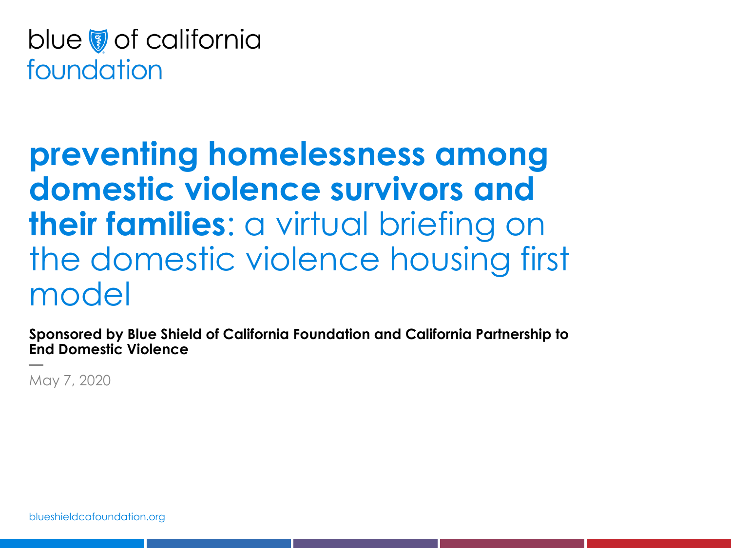blue of california foundation

# **preventing homelessness among domestic violence survivors and their families**: a virtual briefing on the domestic violence housing first model

**Sponsored by Blue Shield of California Foundation and California Partnership to End Domestic Violence**

May 7, 2020

blueshieldcafoundation.org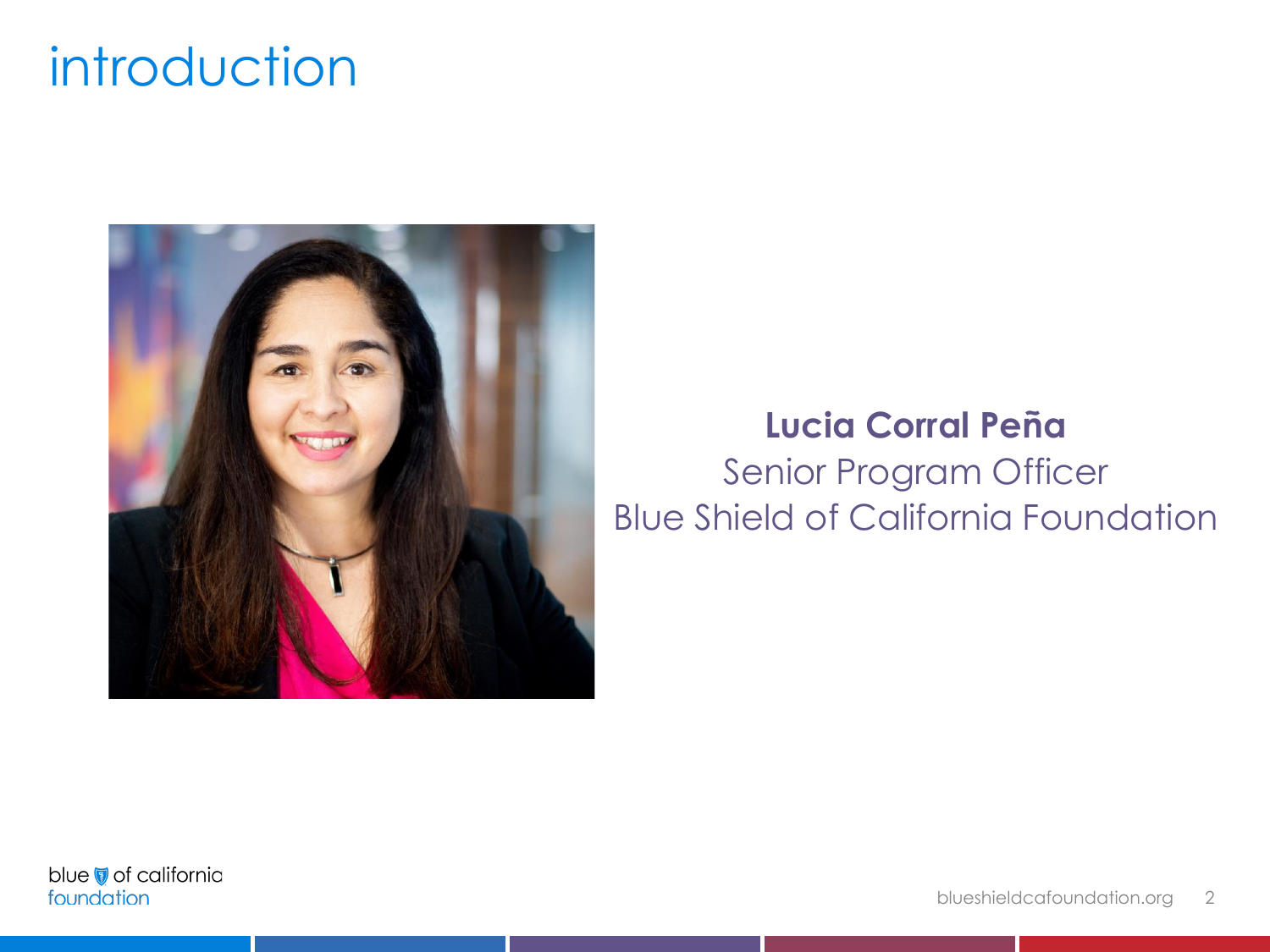# introduction

**Lucia Corral Peña**
Senior Program Officer
Blue Shield of California Foundation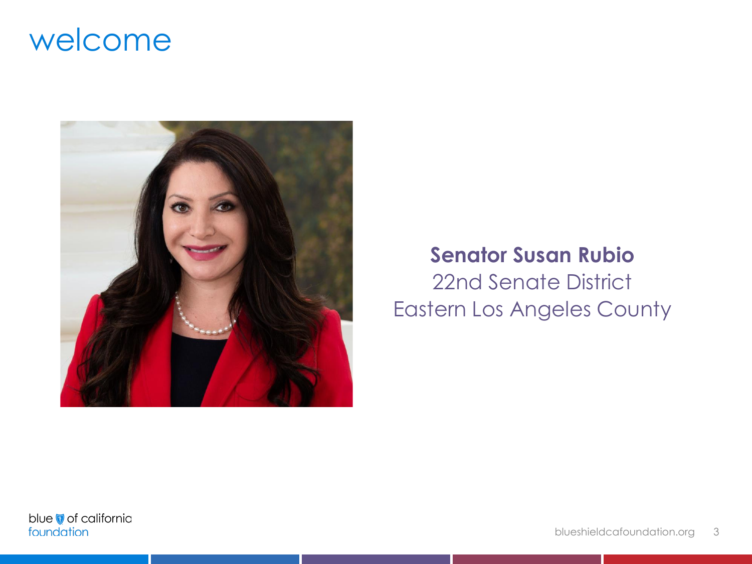# welcome

**Senator Susan Rubio**
22nd Senate District
Eastern Los Angeles County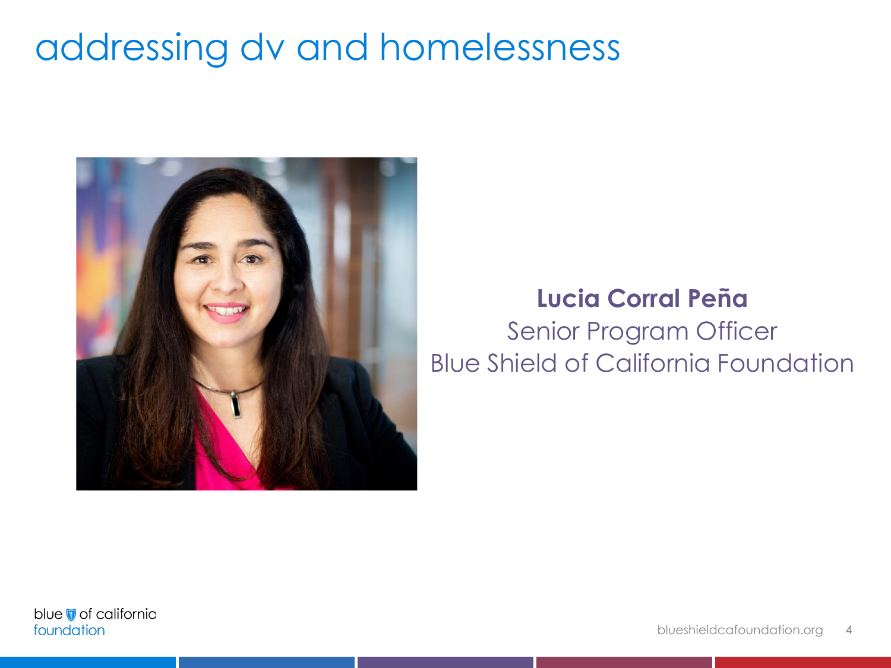# addressing dv and homelessness

**Lucia Corral Peña**
Senior Program Officer
Blue Shield of California Foundation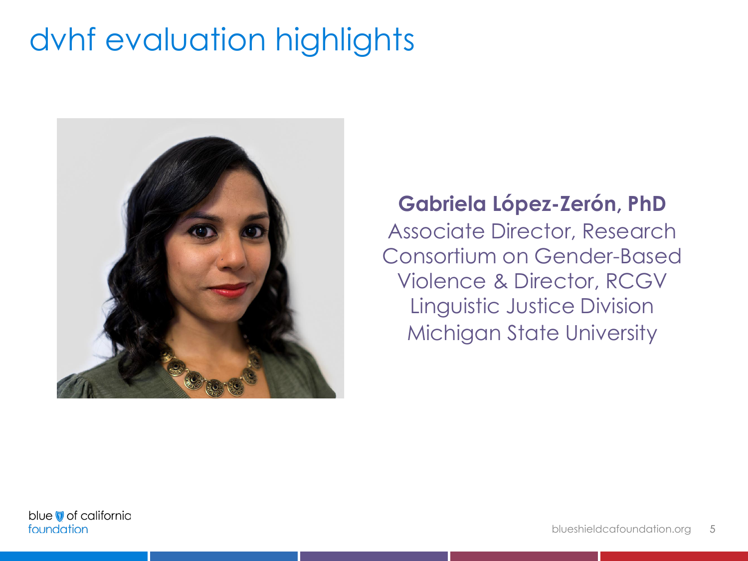# dvhf evaluation highlights

**Gabriela López-Zerón, PhD**
Associate Director, Research Consortium on Gender-Based Violence & Director, RCGV Linguistic Justice Division
Michigan State University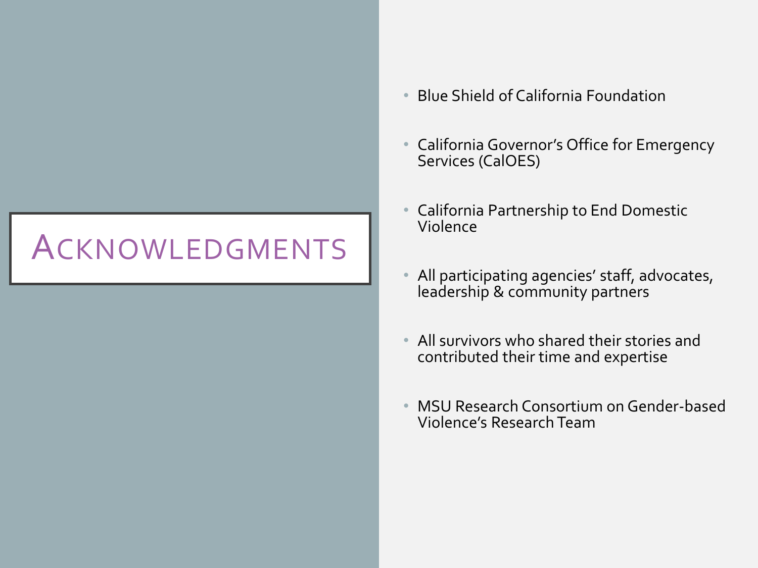# Acknowledgments

- Blue Shield of California Foundation
- California Governor's Office for Emergency Services (CalOES)
- California Partnership to End Domestic Violence
- All participating agencies' staff, advocates, leadership & community partners
- All survivors who shared their stories and contributed their time and expertise
- MSU Research Consortium on Gender-based Violence's Research Team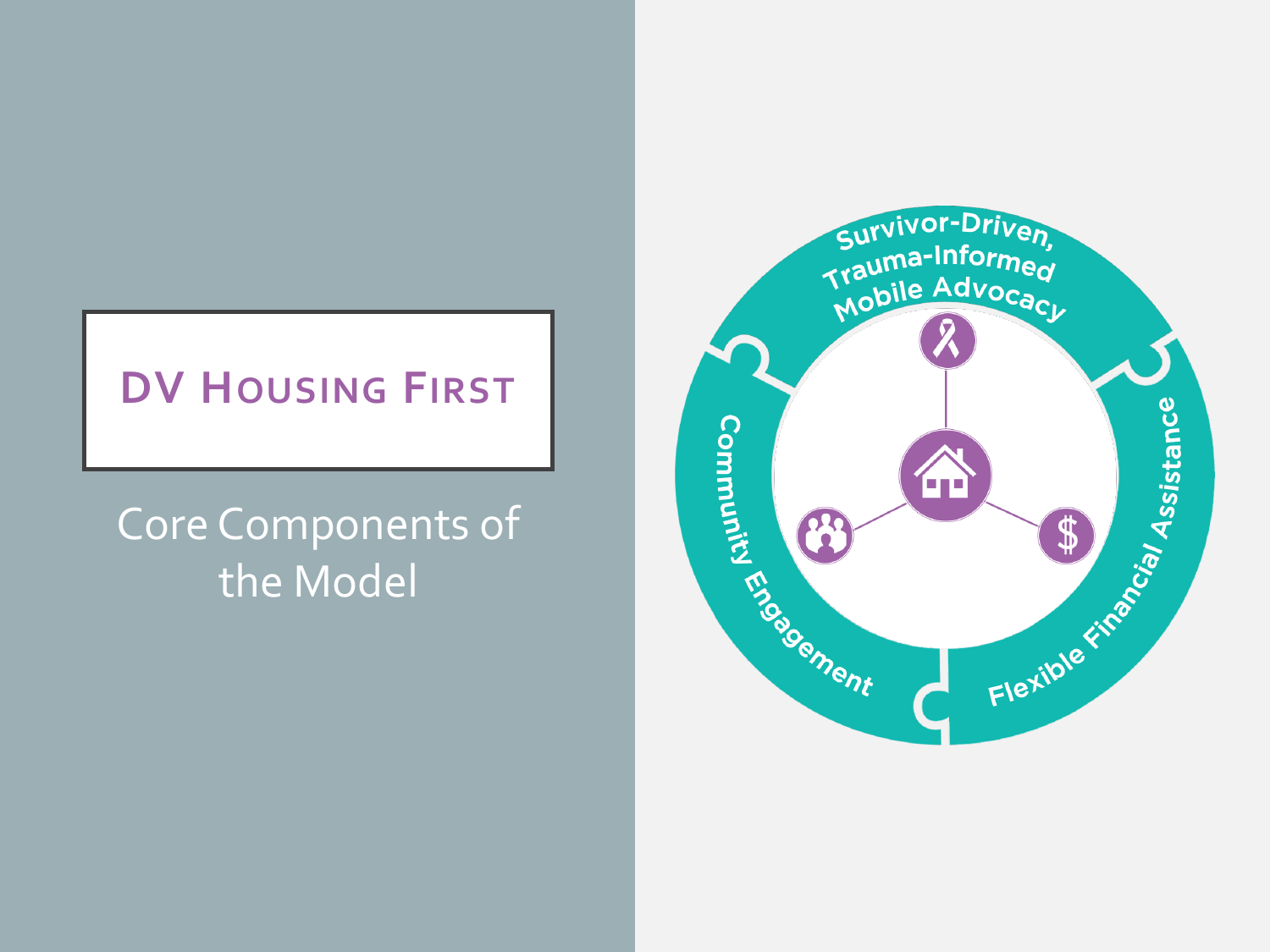# DV Housing First

Core Components of the Model

Survivor-Driven, Trauma-Informed Mobile Advocacy

Flexible Financial Assistance

Community Engagement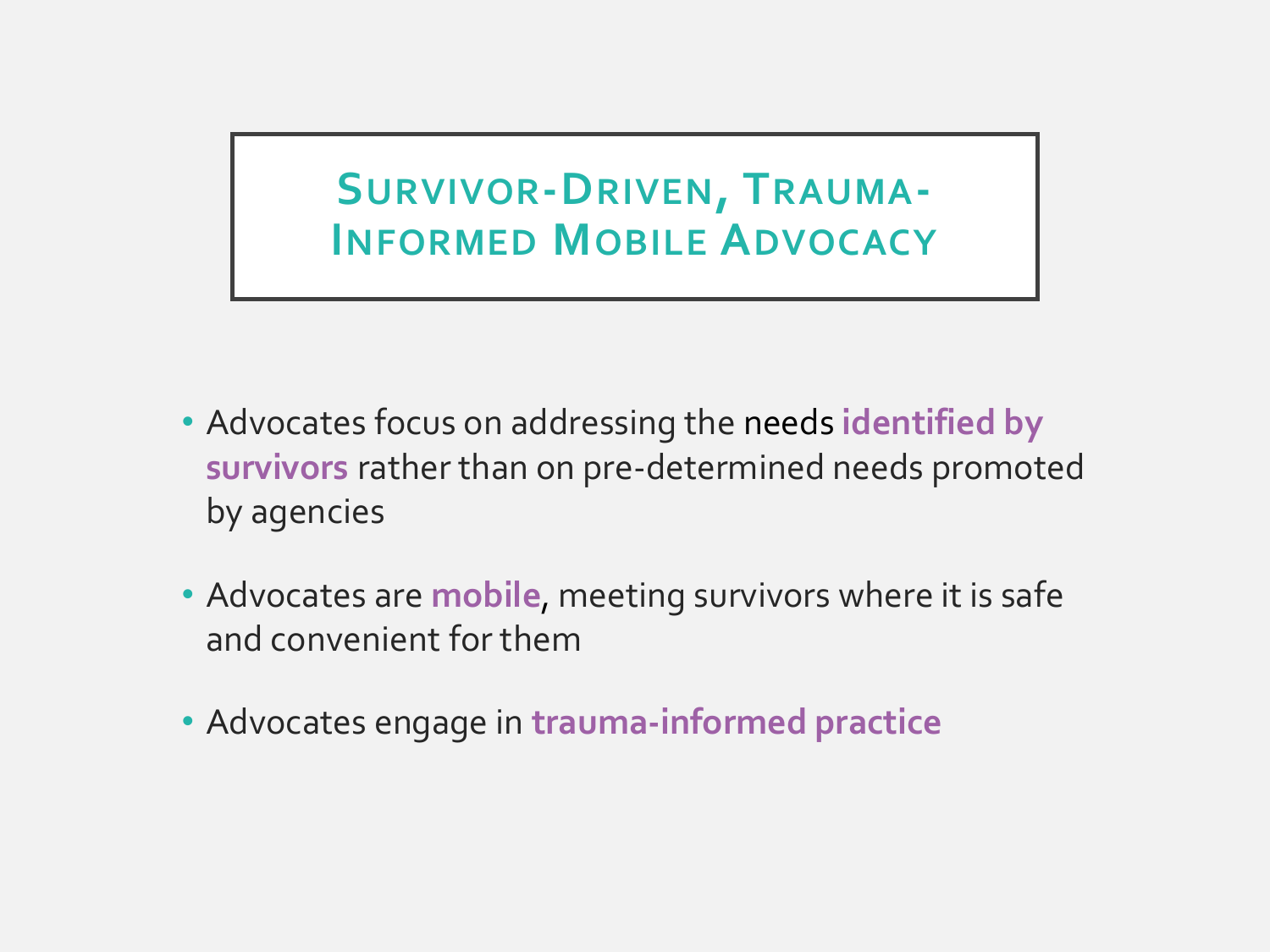# Survivor-Driven, Trauma-Informed Mobile Advocacy

- Advocates focus on addressing the needs **identified by survivors** rather than on pre-determined needs promoted by agencies
- Advocates are **mobile**, meeting survivors where it is safe and convenient for them
- Advocates engage in **trauma-informed practice**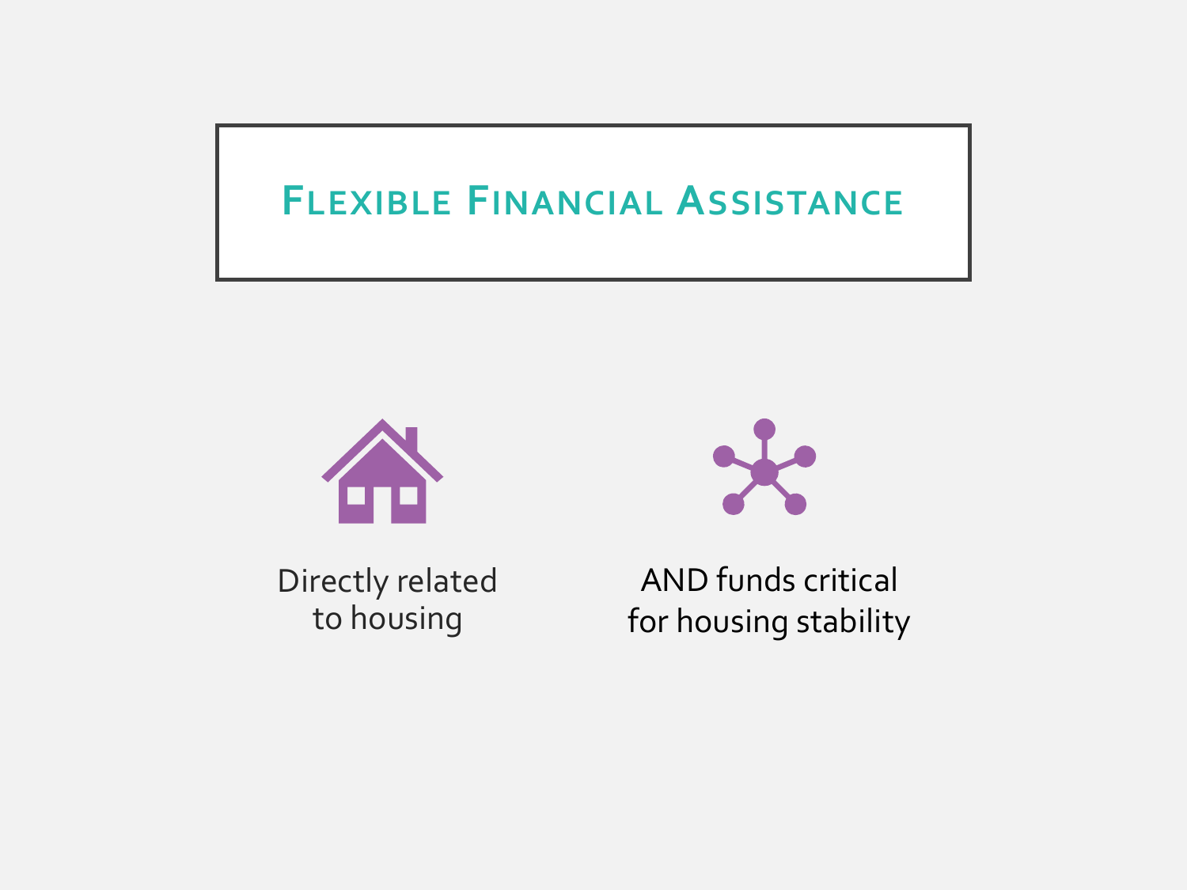# Flexible Financial Assistance

Directly related to housing

AND funds critical for housing stability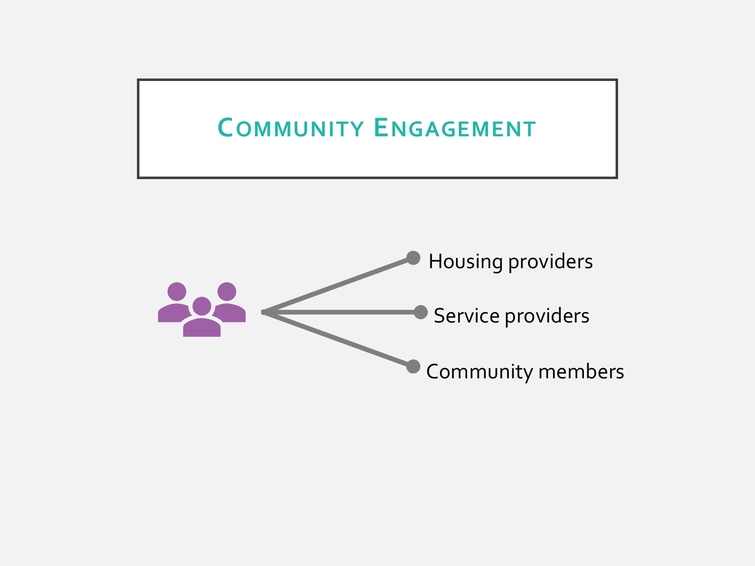# Community Engagement

- Housing providers
- Service providers
- Community members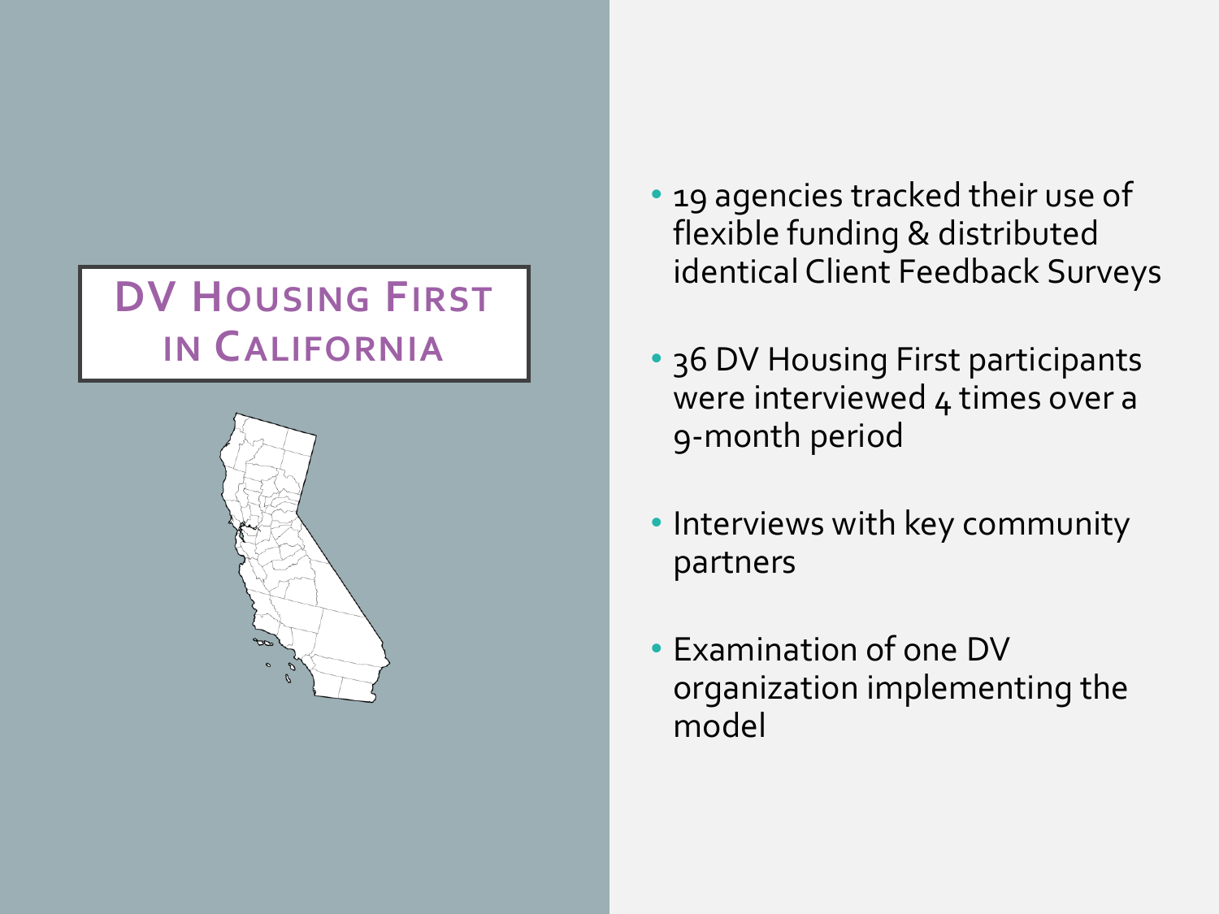# DV Housing First in California

- 19 agencies tracked their use of flexible funding & distributed identical Client Feedback Surveys
- 36 DV Housing First participants were interviewed 4 times over a 9-month period
- Interviews with key community partners
- Examination of one DV organization implementing the model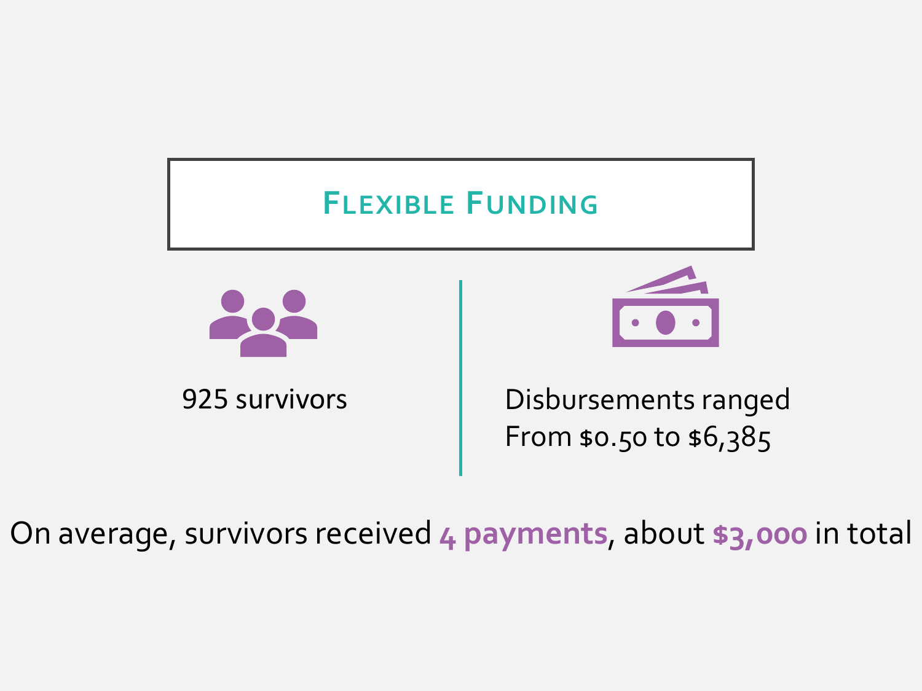# Flexible Funding

925 survivors

Disbursements ranged
From $0.50 to $6,385

On average, survivors received **4 payments**, about **$3,000** in total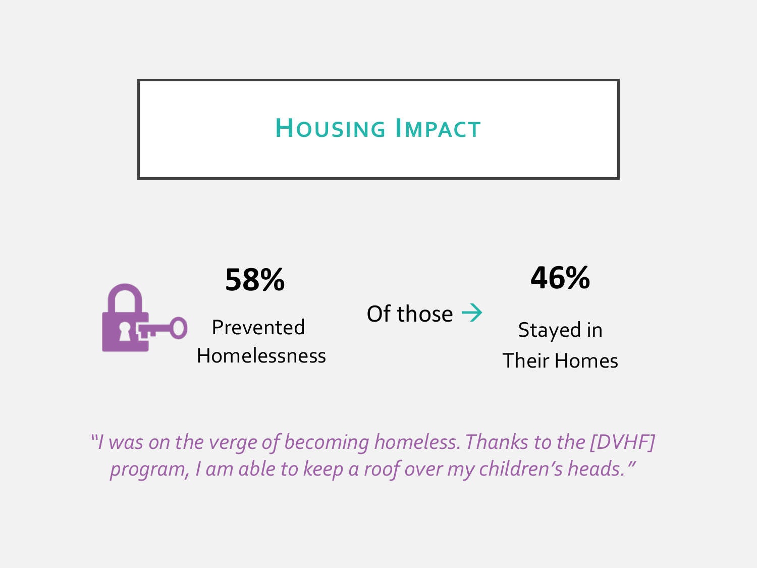# Housing Impact

**58%**

Prevented Homelessness

Of those →

**46%**

Stayed in Their Homes

*"I was on the verge of becoming homeless. Thanks to the [DVHF] program, I am able to keep a roof over my children's heads."*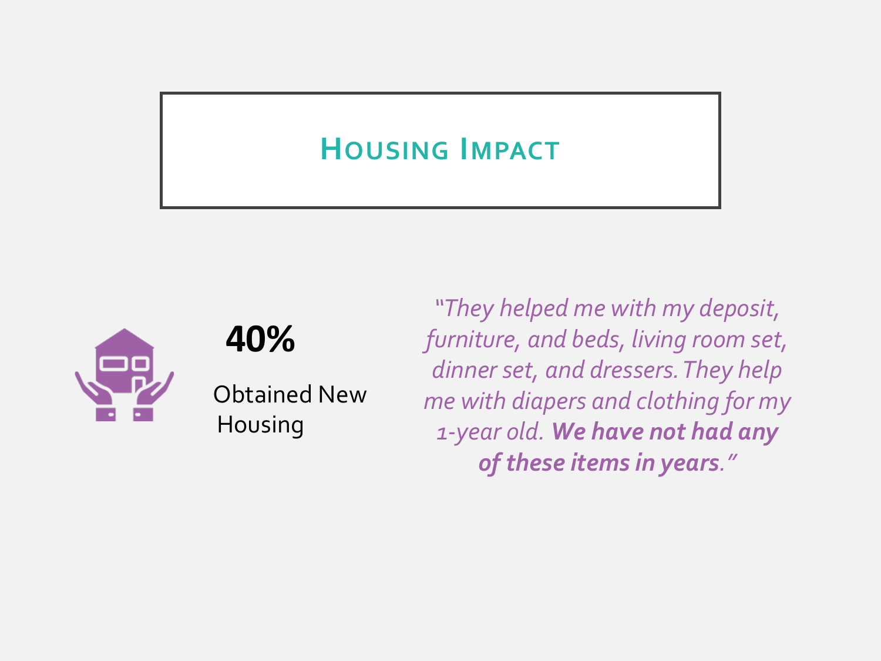## Housing Impact

**40%**

Obtained New Housing

*"They helped me with my deposit, furniture, and beds, living room set, dinner set, and dressers. They help me with diapers and clothing for my 1-year old.* ***We have not had any of these items in years****."*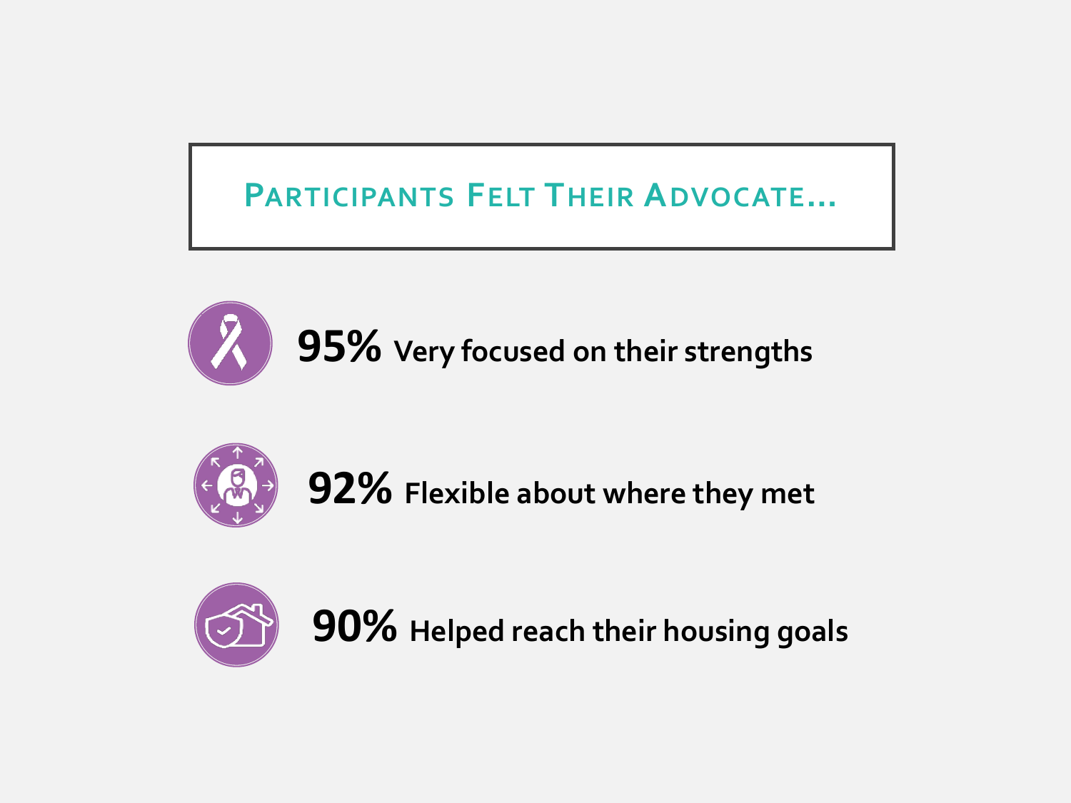## Participants Felt Their Advocate…

**95%** Very focused on their strengths

**92%** Flexible about where they met

**90%** Helped reach their housing goals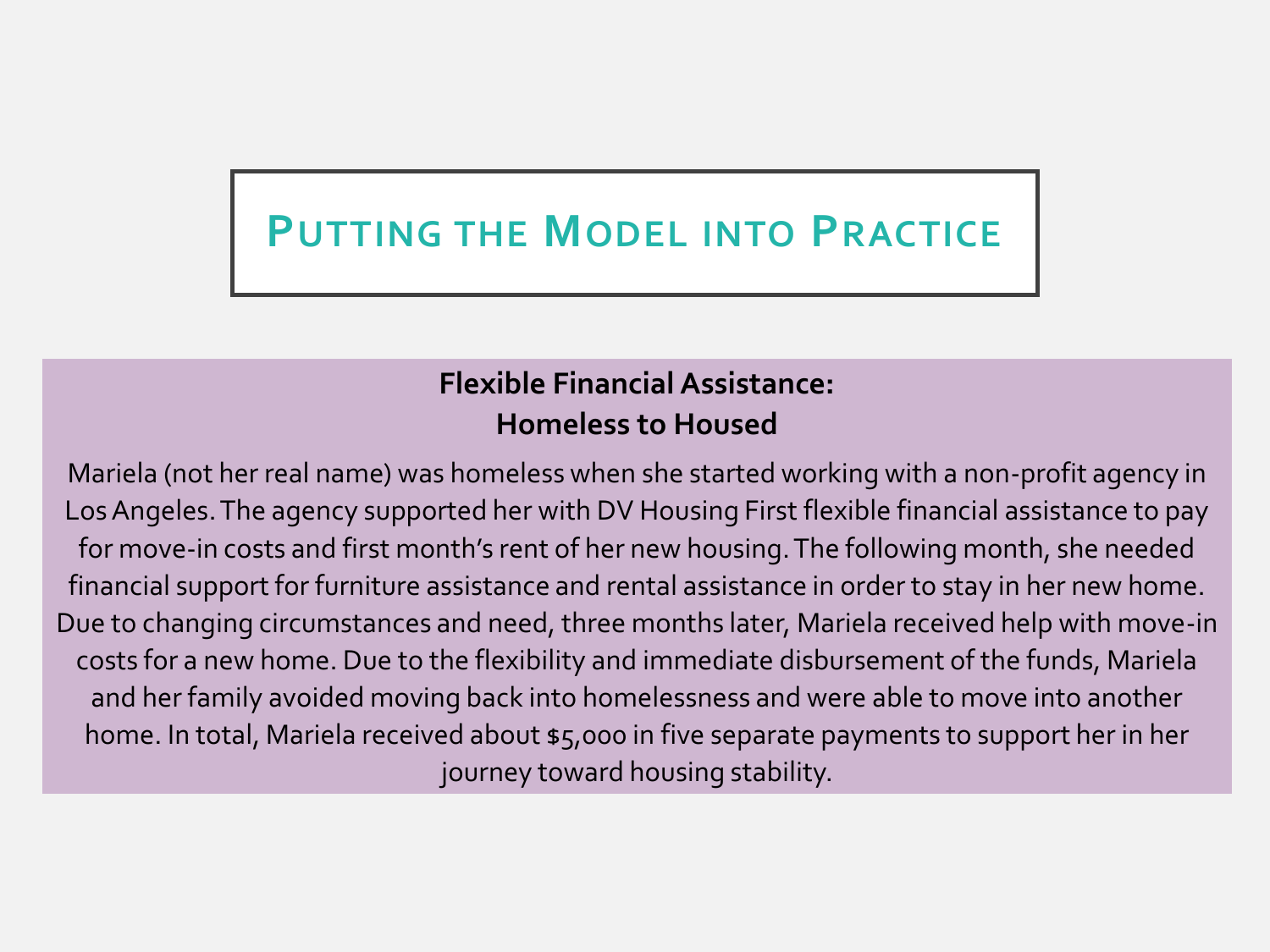# Putting the Model into Practice

## Flexible Financial Assistance: Homeless to Housed

Mariela (not her real name) was homeless when she started working with a non-profit agency in Los Angeles. The agency supported her with DV Housing First flexible financial assistance to pay for move-in costs and first month's rent of her new housing. The following month, she needed financial support for furniture assistance and rental assistance in order to stay in her new home. Due to changing circumstances and need, three months later, Mariela received help with move-in costs for a new home. Due to the flexibility and immediate disbursement of the funds, Mariela and her family avoided moving back into homelessness and were able to move into another home. In total, Mariela received about $5,000 in five separate payments to support her in her journey toward housing stability.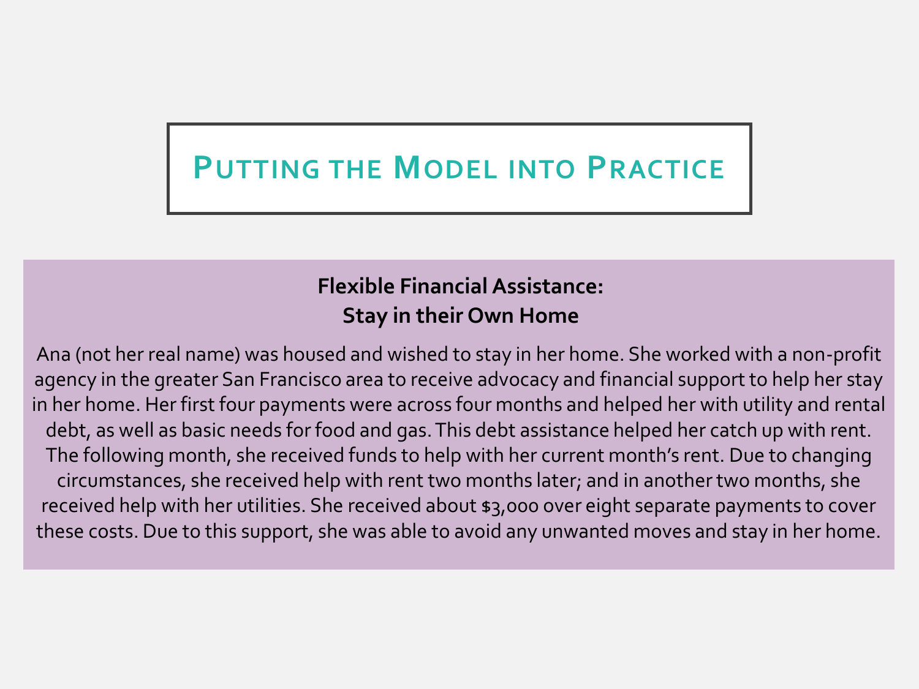# Putting the Model into Practice

**Flexible Financial Assistance:**
**Stay in their Own Home**

Ana (not her real name) was housed and wished to stay in her home. She worked with a non-profit agency in the greater San Francisco area to receive advocacy and financial support to help her stay in her home. Her first four payments were across four months and helped her with utility and rental debt, as well as basic needs for food and gas. This debt assistance helped her catch up with rent. The following month, she received funds to help with her current month's rent. Due to changing circumstances, she received help with rent two months later; and in another two months, she received help with her utilities. She received about $3,000 over eight separate payments to cover these costs. Due to this support, she was able to avoid any unwanted moves and stay in her home.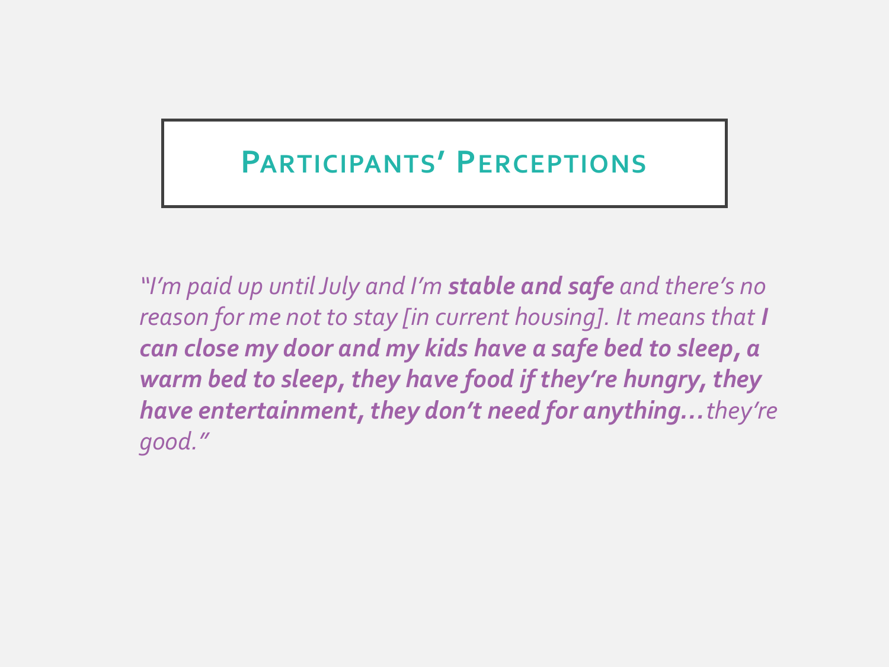# Participants' Perceptions

*"I'm paid up until July and I'm **stable and safe** and there's no reason for me not to stay [in current housing]. It means that **I can close my door and my kids have a safe bed to sleep, a warm bed to sleep, they have food if they're hungry, they have entertainment, they don't need for anything…** they're good."*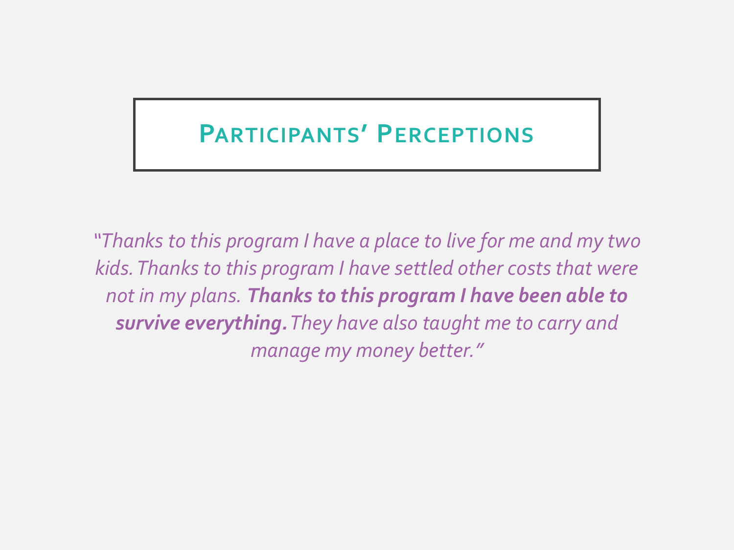# Participants' Perceptions

*"Thanks to this program I have a place to live for me and my two kids. Thanks to this program I have settled other costs that were not in my plans.* ***Thanks to this program I have been able to survive everything.*** *They have also taught me to carry and manage my money better."*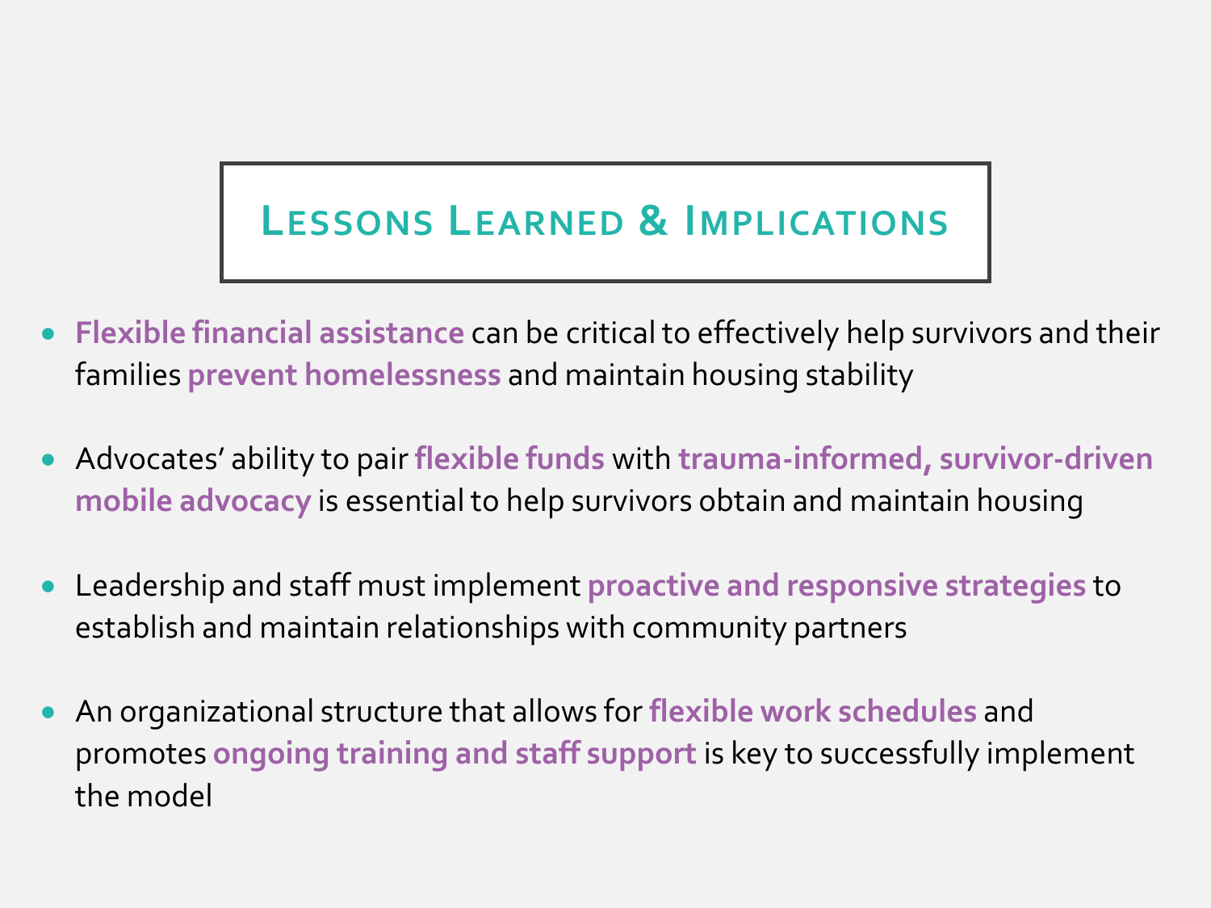# Lessons Learned & Implications

- **Flexible financial assistance** can be critical to effectively help survivors and their families **prevent homelessness** and maintain housing stability
- Advocates' ability to pair **flexible funds** with **trauma-informed, survivor-driven mobile advocacy** is essential to help survivors obtain and maintain housing
- Leadership and staff must implement **proactive and responsive strategies** to establish and maintain relationships with community partners
- An organizational structure that allows for **flexible work schedules** and promotes **ongoing training and staff support** is key to successfully implement the model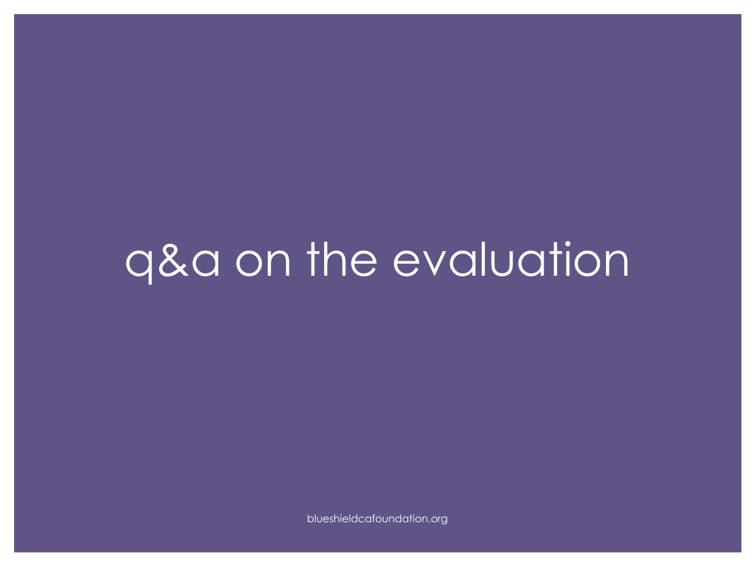# q&a on the evaluation

blueshieldcafoundation.org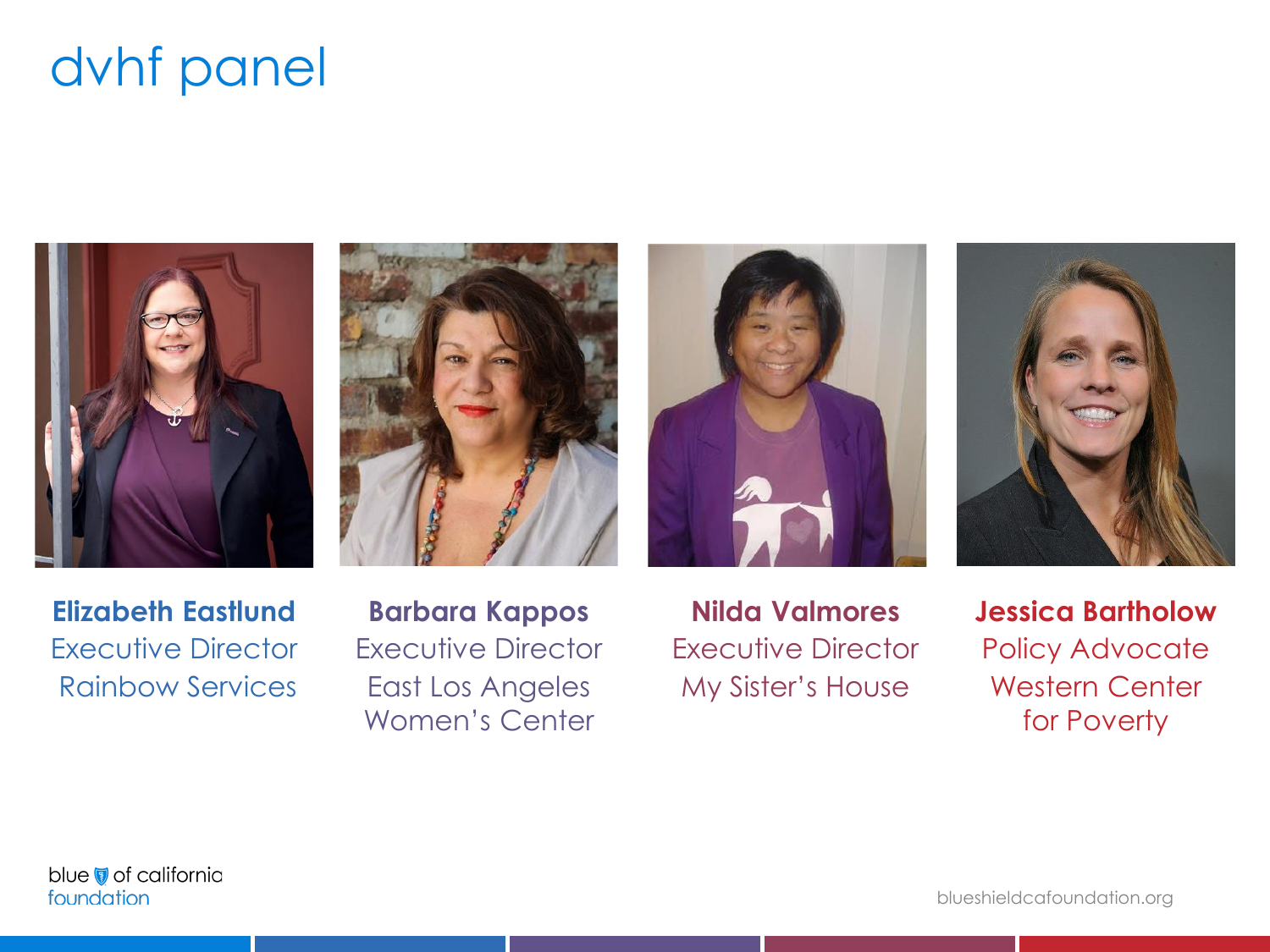# dvhf panel

**Elizabeth Eastlund**
Executive Director
Rainbow Services

**Barbara Kappos**
Executive Director
East Los Angeles Women's Center

**Nilda Valmores**
Executive Director
My Sister's House

**Jessica Bartholow**
Policy Advocate
Western Center for Poverty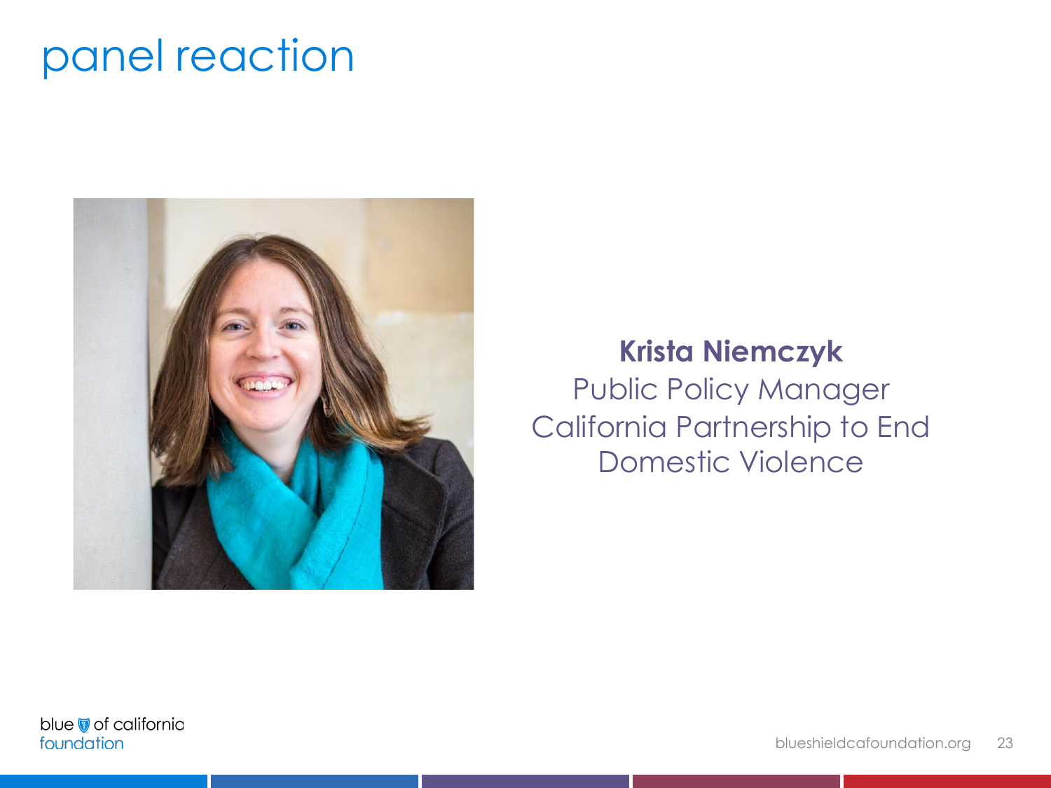# panel reaction

**Krista Niemczyk**
Public Policy Manager
California Partnership to End Domestic Violence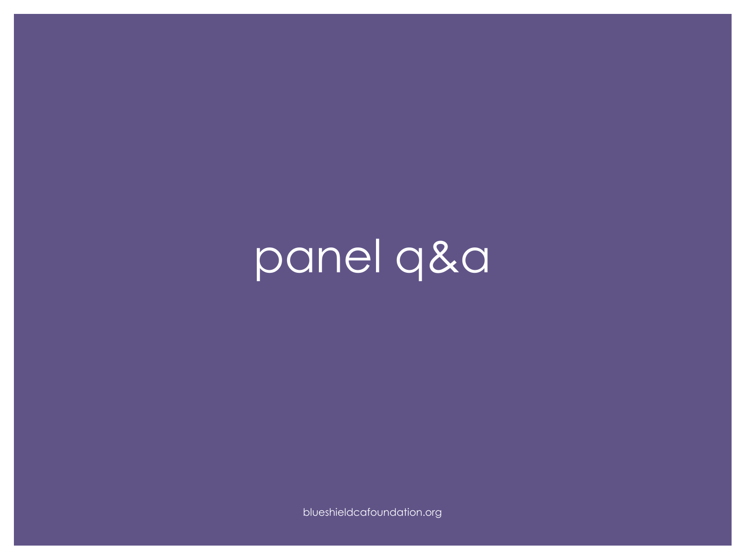# panel q&a

blueshieldcafoundation.org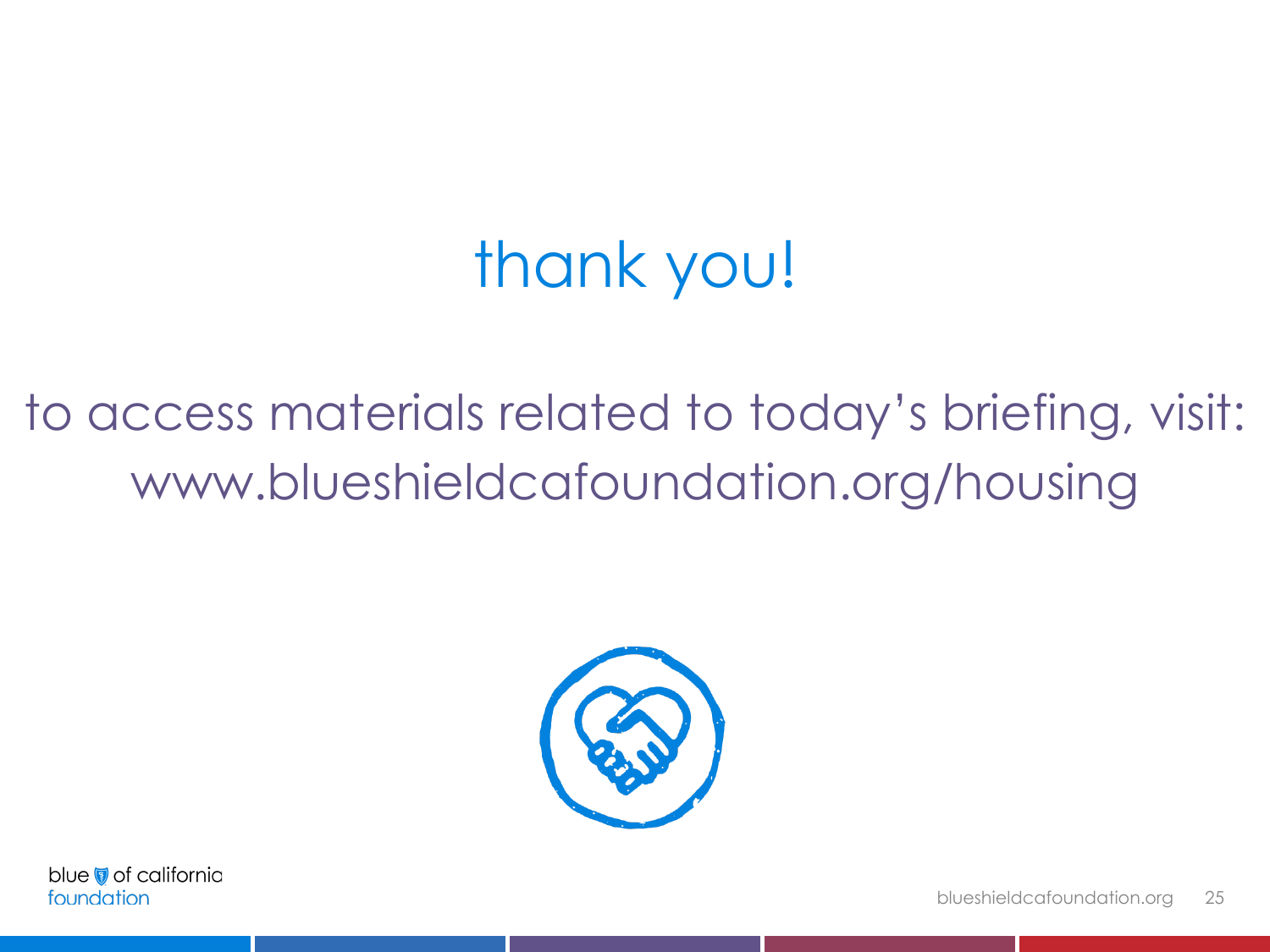# thank you!

to access materials related to today's briefing, visit:
www.blueshieldcafoundation.org/housing